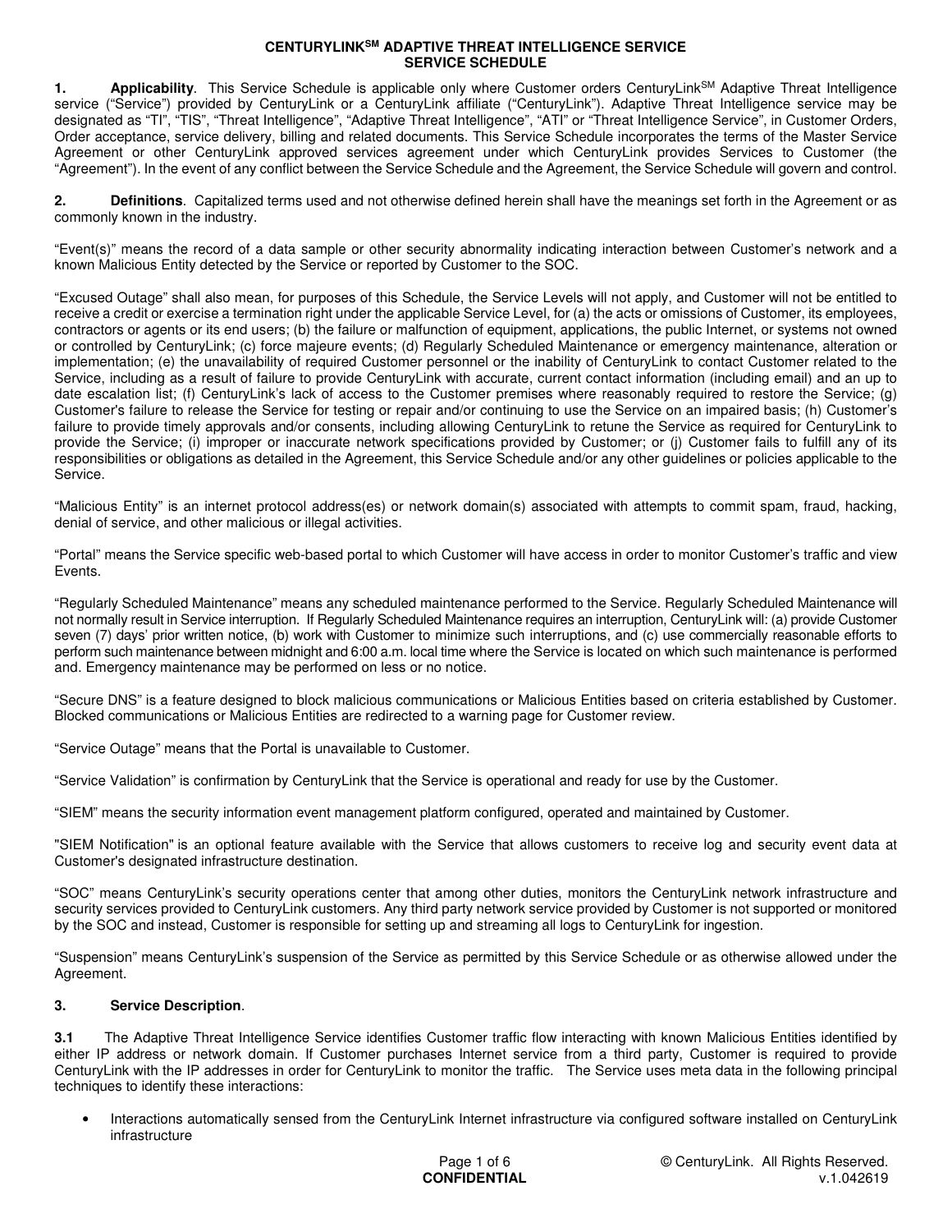# CENTURYLINK[SM] ADAPTIVE THREAT INTELLIGENCE SERVICE
# SERVICE SCHEDULE

**1. Applicability**. This Service Schedule is applicable only where Customer orders CenturyLink[SM] Adaptive Threat Intelligence service ("Service") provided by CenturyLink or a CenturyLink affiliate ("CenturyLink"). Adaptive Threat Intelligence service may be designated as "TI", "TIS", "Threat Intelligence", "Adaptive Threat Intelligence", "ATI" or "Threat Intelligence Service", in Customer Orders, Order acceptance, service delivery, billing and related documents. This Service Schedule incorporates the terms of the Master Service Agreement or other CenturyLink approved services agreement under which CenturyLink provides Services to Customer (the "Agreement"). In the event of any conflict between the Service Schedule and the Agreement, the Service Schedule will govern and control.

**2. Definitions**. Capitalized terms used and not otherwise defined herein shall have the meanings set forth in the Agreement or as commonly known in the industry.

"Event(s)" means the record of a data sample or other security abnormality indicating interaction between Customer's network and a known Malicious Entity detected by the Service or reported by Customer to the SOC.

"Excused Outage" shall also mean, for purposes of this Schedule, the Service Levels will not apply, and Customer will not be entitled to receive a credit or exercise a termination right under the applicable Service Level, for (a) the acts or omissions of Customer, its employees, contractors or agents or its end users; (b) the failure or malfunction of equipment, applications, the public Internet, or systems not owned or controlled by CenturyLink; (c) force majeure events; (d) Regularly Scheduled Maintenance or emergency maintenance, alteration or implementation; (e) the unavailability of required Customer personnel or the inability of CenturyLink to contact Customer related to the Service, including as a result of failure to provide CenturyLink with accurate, current contact information (including email) and an up to date escalation list; (f) CenturyLink's lack of access to the Customer premises where reasonably required to restore the Service; (g) Customer's failure to release the Service for testing or repair and/or continuing to use the Service on an impaired basis; (h) Customer's failure to provide timely approvals and/or consents, including allowing CenturyLink to retune the Service as required for CenturyLink to provide the Service; (i) improper or inaccurate network specifications provided by Customer; or (j) Customer fails to fulfill any of its responsibilities or obligations as detailed in the Agreement, this Service Schedule and/or any other guidelines or policies applicable to the Service.

"Malicious Entity" is an internet protocol address(es) or network domain(s) associated with attempts to commit spam, fraud, hacking, denial of service, and other malicious or illegal activities.

"Portal" means the Service specific web-based portal to which Customer will have access in order to monitor Customer's traffic and view Events.

"Regularly Scheduled Maintenance" means any scheduled maintenance performed to the Service. Regularly Scheduled Maintenance will not normally result in Service interruption. If Regularly Scheduled Maintenance requires an interruption, CenturyLink will: (a) provide Customer seven (7) days' prior written notice, (b) work with Customer to minimize such interruptions, and (c) use commercially reasonable efforts to perform such maintenance between midnight and 6:00 a.m. local time where the Service is located on which such maintenance is performed and. Emergency maintenance may be performed on less or no notice.

"Secure DNS" is a feature designed to block malicious communications or Malicious Entities based on criteria established by Customer. Blocked communications or Malicious Entities are redirected to a warning page for Customer review.

"Service Outage" means that the Portal is unavailable to Customer.

"Service Validation" is confirmation by CenturyLink that the Service is operational and ready for use by the Customer.

"SIEM" means the security information event management platform configured, operated and maintained by Customer.

"SIEM Notification" is an optional feature available with the Service that allows customers to receive log and security event data at Customer's designated infrastructure destination.

"SOC" means CenturyLink's security operations center that among other duties, monitors the CenturyLink network infrastructure and security services provided to CenturyLink customers. Any third party network service provided by Customer is not supported or monitored by the SOC and instead, Customer is responsible for setting up and streaming all logs to CenturyLink for ingestion.

"Suspension" means CenturyLink's suspension of the Service as permitted by this Service Schedule or as otherwise allowed under the Agreement.

**3. Service Description**.

**3.1** The Adaptive Threat Intelligence Service identifies Customer traffic flow interacting with known Malicious Entities identified by either IP address or network domain. If Customer purchases Internet service from a third party, Customer is required to provide CenturyLink with the IP addresses in order for CenturyLink to monitor the traffic. The Service uses meta data in the following principal techniques to identify these interactions:

- Interactions automatically sensed from the CenturyLink Internet infrastructure via configured software installed on CenturyLink infrastructure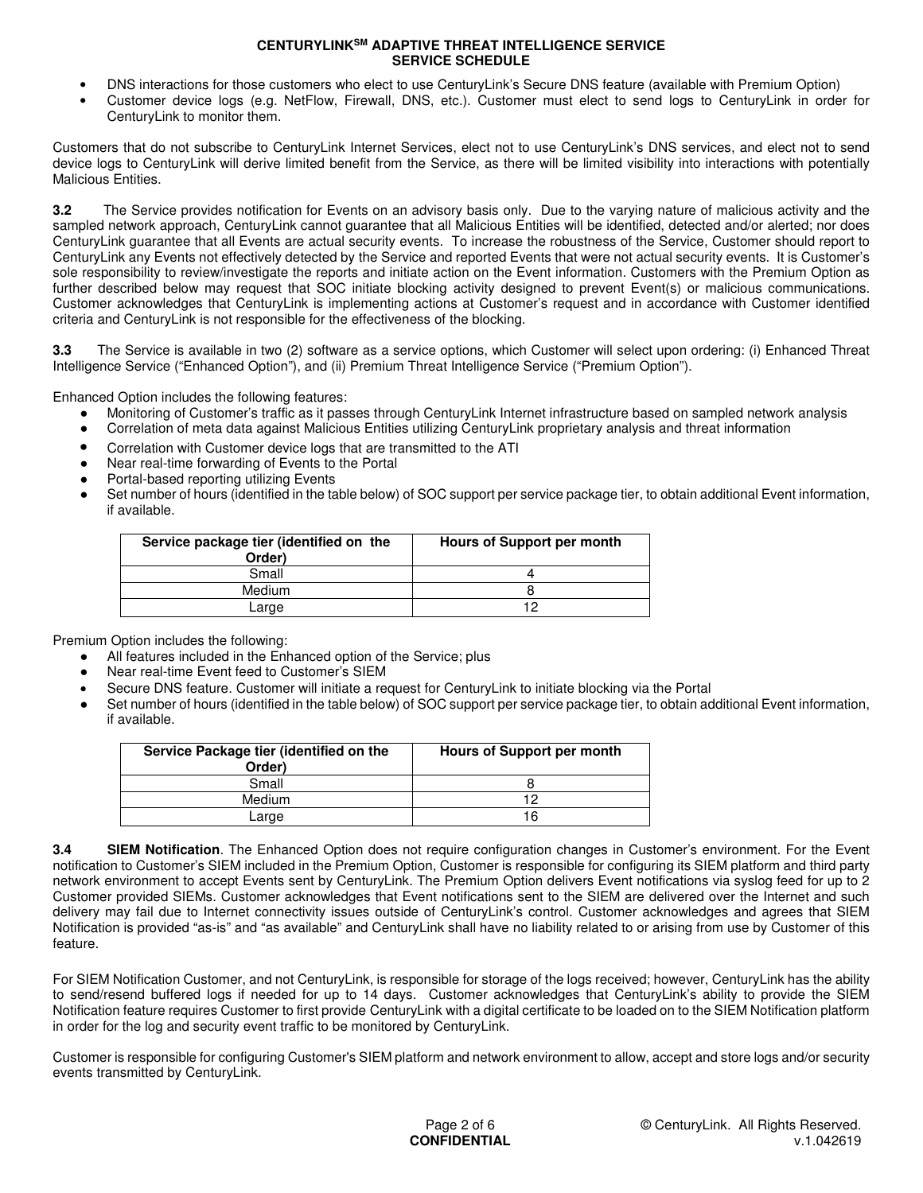- DNS interactions for those customers who elect to use CenturyLink's Secure DNS feature (available with Premium Option)
- Customer device logs (e.g. NetFlow, Firewall, DNS, etc.). Customer must elect to send logs to CenturyLink in order for CenturyLink to monitor them.

Customers that do not subscribe to CenturyLink Internet Services, elect not to use CenturyLink's DNS services, and elect not to send device logs to CenturyLink will derive limited benefit from the Service, as there will be limited visibility into interactions with potentially Malicious Entities.

**3.2** The Service provides notification for Events on an advisory basis only. Due to the varying nature of malicious activity and the sampled network approach, CenturyLink cannot guarantee that all Malicious Entities will be identified, detected and/or alerted; nor does CenturyLink guarantee that all Events are actual security events. To increase the robustness of the Service, Customer should report to CenturyLink any Events not effectively detected by the Service and reported Events that were not actual security events. It is Customer's sole responsibility to review/investigate the reports and initiate action on the Event information. Customers with the Premium Option as further described below may request that SOC initiate blocking activity designed to prevent Event(s) or malicious communications. Customer acknowledges that CenturyLink is implementing actions at Customer's request and in accordance with Customer identified criteria and CenturyLink is not responsible for the effectiveness of the blocking.

**3.3** The Service is available in two (2) software as a service options, which Customer will select upon ordering: (i) Enhanced Threat Intelligence Service ("Enhanced Option"), and (ii) Premium Threat Intelligence Service ("Premium Option").

Enhanced Option includes the following features:

- Monitoring of Customer's traffic as it passes through CenturyLink Internet infrastructure based on sampled network analysis
- Correlation of meta data against Malicious Entities utilizing CenturyLink proprietary analysis and threat information
- Correlation with Customer device logs that are transmitted to the ATI
- Near real-time forwarding of Events to the Portal
- Portal-based reporting utilizing Events
- Set number of hours (identified in the table below) of SOC support per service package tier, to obtain additional Event information, if available.

| Service package tier (identified on the Order) | Hours of Support per month |
| --- | --- |
| Small | 4 |
| Medium | 8 |
| Large | 12 |

Premium Option includes the following:

- All features included in the Enhanced option of the Service; plus
- Near real-time Event feed to Customer's SIEM
- Secure DNS feature. Customer will initiate a request for CenturyLink to initiate blocking via the Portal
- Set number of hours (identified in the table below) of SOC support per service package tier, to obtain additional Event information, if available.

| Service Package tier (identified on the Order) | Hours of Support per month |
| --- | --- |
| Small | 8 |
| Medium | 12 |
| Large | 16 |

**3.4** **SIEM Notification**. The Enhanced Option does not require configuration changes in Customer's environment. For the Event notification to Customer's SIEM included in the Premium Option, Customer is responsible for configuring its SIEM platform and third party network environment to accept Events sent by CenturyLink. The Premium Option delivers Event notifications via syslog feed for up to 2 Customer provided SIEMs. Customer acknowledges that Event notifications sent to the SIEM are delivered over the Internet and such delivery may fail due to Internet connectivity issues outside of CenturyLink's control. Customer acknowledges and agrees that SIEM Notification is provided "as-is" and "as available" and CenturyLink shall have no liability related to or arising from use by Customer of this feature.

For SIEM Notification Customer, and not CenturyLink, is responsible for storage of the logs received; however, CenturyLink has the ability to send/resend buffered logs if needed for up to 14 days. Customer acknowledges that CenturyLink's ability to provide the SIEM Notification feature requires Customer to first provide CenturyLink with a digital certificate to be loaded on to the SIEM Notification platform in order for the log and security event traffic to be monitored by CenturyLink.

Customer is responsible for configuring Customer's SIEM platform and network environment to allow, accept and store logs and/or security events transmitted by CenturyLink.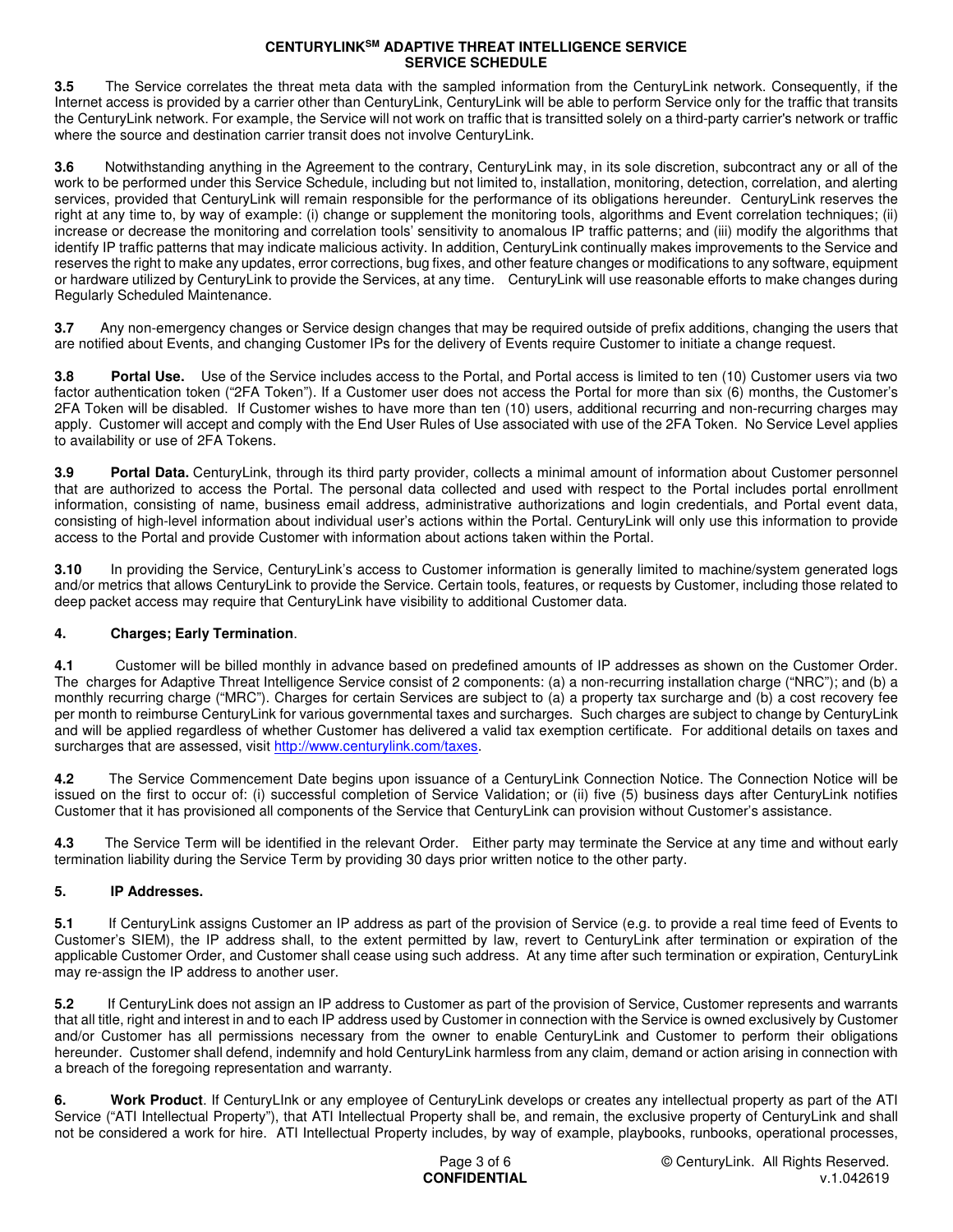**3.5** The Service correlates the threat meta data with the sampled information from the CenturyLink network. Consequently, if the Internet access is provided by a carrier other than CenturyLink, CenturyLink will be able to perform Service only for the traffic that transits the CenturyLink network. For example, the Service will not work on traffic that is transitted solely on a third-party carrier's network or traffic where the source and destination carrier transit does not involve CenturyLink.

**3.6** Notwithstanding anything in the Agreement to the contrary, CenturyLink may, in its sole discretion, subcontract any or all of the work to be performed under this Service Schedule, including but not limited to, installation, monitoring, detection, correlation, and alerting services, provided that CenturyLink will remain responsible for the performance of its obligations hereunder. CenturyLink reserves the right at any time to, by way of example: (i) change or supplement the monitoring tools, algorithms and Event correlation techniques; (ii) increase or decrease the monitoring and correlation tools' sensitivity to anomalous IP traffic patterns; and (iii) modify the algorithms that identify IP traffic patterns that may indicate malicious activity. In addition, CenturyLink continually makes improvements to the Service and reserves the right to make any updates, error corrections, bug fixes, and other feature changes or modifications to any software, equipment or hardware utilized by CenturyLink to provide the Services, at any time. CenturyLink will use reasonable efforts to make changes during Regularly Scheduled Maintenance.

**3.7** Any non-emergency changes or Service design changes that may be required outside of prefix additions, changing the users that are notified about Events, and changing Customer IPs for the delivery of Events require Customer to initiate a change request.

**3.8** **Portal Use.** Use of the Service includes access to the Portal, and Portal access is limited to ten (10) Customer users via two factor authentication token ("2FA Token"). If a Customer user does not access the Portal for more than six (6) months, the Customer's 2FA Token will be disabled. If Customer wishes to have more than ten (10) users, additional recurring and non-recurring charges may apply. Customer will accept and comply with the End User Rules of Use associated with use of the 2FA Token. No Service Level applies to availability or use of 2FA Tokens.

**3.9** **Portal Data.** CenturyLink, through its third party provider, collects a minimal amount of information about Customer personnel that are authorized to access the Portal. The personal data collected and used with respect to the Portal includes portal enrollment information, consisting of name, business email address, administrative authorizations and login credentials, and Portal event data, consisting of high-level information about individual user's actions within the Portal. CenturyLink will only use this information to provide access to the Portal and provide Customer with information about actions taken within the Portal.

**3.10** In providing the Service, CenturyLink's access to Customer information is generally limited to machine/system generated logs and/or metrics that allows CenturyLink to provide the Service. Certain tools, features, or requests by Customer, including those related to deep packet access may require that CenturyLink have visibility to additional Customer data.

**4. Charges; Early Termination**.

**4.1** Customer will be billed monthly in advance based on predefined amounts of IP addresses as shown on the Customer Order. The charges for Adaptive Threat Intelligence Service consist of 2 components: (a) a non-recurring installation charge ("NRC"); and (b) a monthly recurring charge ("MRC"). Charges for certain Services are subject to (a) a property tax surcharge and (b) a cost recovery fee per month to reimburse CenturyLink for various governmental taxes and surcharges. Such charges are subject to change by CenturyLink and will be applied regardless of whether Customer has delivered a valid tax exemption certificate. For additional details on taxes and surcharges that are assessed, visit http://www.centurylink.com/taxes.

**4.2** The Service Commencement Date begins upon issuance of a CenturyLink Connection Notice. The Connection Notice will be issued on the first to occur of: (i) successful completion of Service Validation; or (ii) five (5) business days after CenturyLink notifies Customer that it has provisioned all components of the Service that CenturyLink can provision without Customer's assistance.

**4.3** The Service Term will be identified in the relevant Order. Either party may terminate the Service at any time and without early termination liability during the Service Term by providing 30 days prior written notice to the other party.

**5. IP Addresses.**

**5.1** If CenturyLink assigns Customer an IP address as part of the provision of Service (e.g. to provide a real time feed of Events to Customer's SIEM), the IP address shall, to the extent permitted by law, revert to CenturyLink after termination or expiration of the applicable Customer Order, and Customer shall cease using such address. At any time after such termination or expiration, CenturyLink may re-assign the IP address to another user.

**5.2** If CenturyLink does not assign an IP address to Customer as part of the provision of Service, Customer represents and warrants that all title, right and interest in and to each IP address used by Customer in connection with the Service is owned exclusively by Customer and/or Customer has all permissions necessary from the owner to enable CenturyLink and Customer to perform their obligations hereunder. Customer shall defend, indemnify and hold CenturyLink harmless from any claim, demand or action arising in connection with a breach of the foregoing representation and warranty.

**6. Work Product**. If CenturyLInk or any employee of CenturyLink develops or creates any intellectual property as part of the ATI Service ("ATI Intellectual Property"), that ATI Intellectual Property shall be, and remain, the exclusive property of CenturyLink and shall not be considered a work for hire. ATI Intellectual Property includes, by way of example, playbooks, runbooks, operational processes,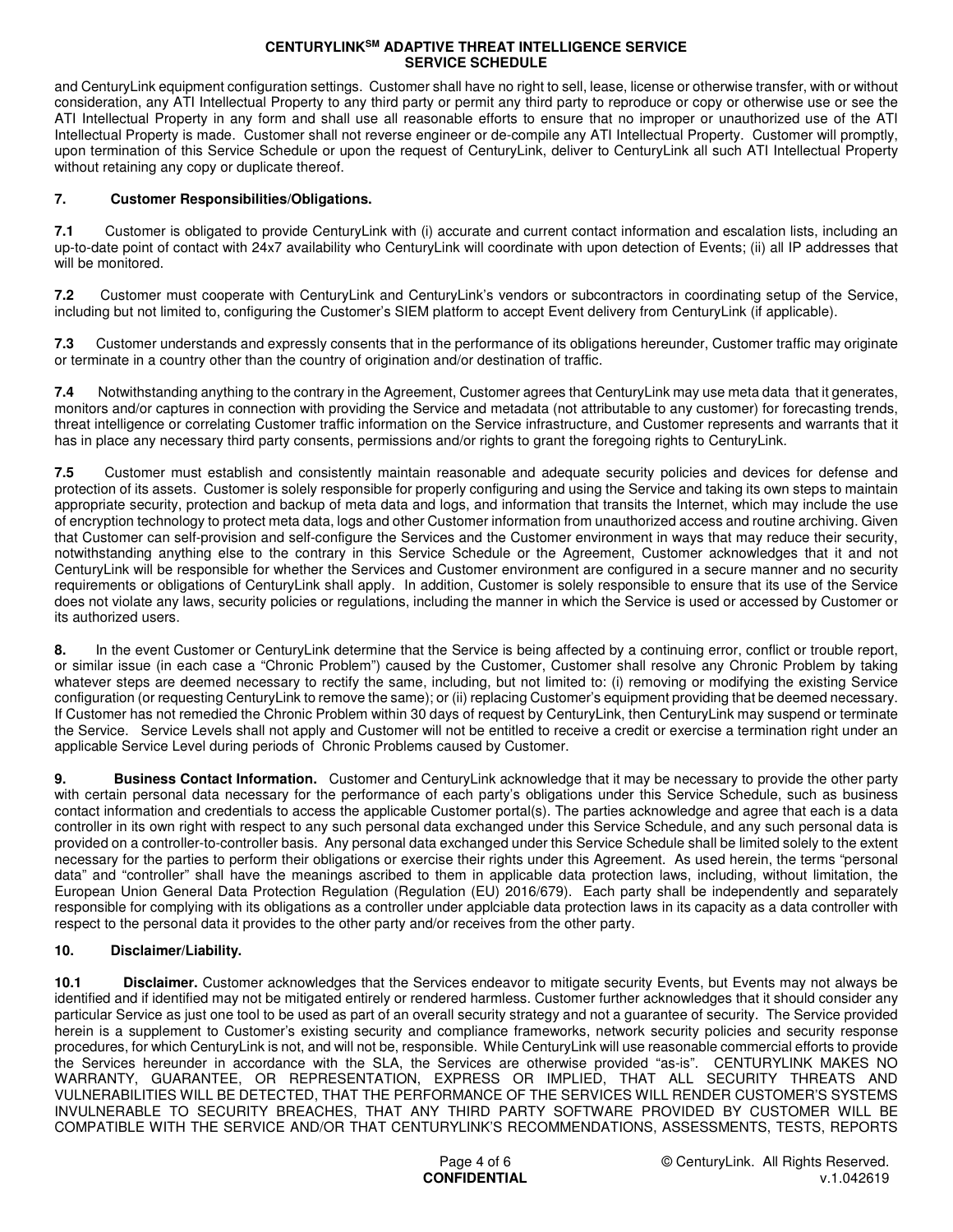and CenturyLink equipment configuration settings. Customer shall have no right to sell, lease, license or otherwise transfer, with or without consideration, any ATI Intellectual Property to any third party or permit any third party to reproduce or copy or otherwise use or see the ATI Intellectual Property in any form and shall use all reasonable efforts to ensure that no improper or unauthorized use of the ATI Intellectual Property is made. Customer shall not reverse engineer or de-compile any ATI Intellectual Property. Customer will promptly, upon termination of this Service Schedule or upon the request of CenturyLink, deliver to CenturyLink all such ATI Intellectual Property without retaining any copy or duplicate thereof.

**7. Customer Responsibilities/Obligations.**

**7.1** Customer is obligated to provide CenturyLink with (i) accurate and current contact information and escalation lists, including an up-to-date point of contact with 24x7 availability who CenturyLink will coordinate with upon detection of Events; (ii) all IP addresses that will be monitored.

**7.2** Customer must cooperate with CenturyLink and CenturyLink's vendors or subcontractors in coordinating setup of the Service, including but not limited to, configuring the Customer's SIEM platform to accept Event delivery from CenturyLink (if applicable).

**7.3** Customer understands and expressly consents that in the performance of its obligations hereunder, Customer traffic may originate or terminate in a country other than the country of origination and/or destination of traffic.

**7.4** Notwithstanding anything to the contrary in the Agreement, Customer agrees that CenturyLink may use meta data that it generates, monitors and/or captures in connection with providing the Service and metadata (not attributable to any customer) for forecasting trends, threat intelligence or correlating Customer traffic information on the Service infrastructure, and Customer represents and warrants that it has in place any necessary third party consents, permissions and/or rights to grant the foregoing rights to CenturyLink.

**7.5** Customer must establish and consistently maintain reasonable and adequate security policies and devices for defense and protection of its assets. Customer is solely responsible for properly configuring and using the Service and taking its own steps to maintain appropriate security, protection and backup of meta data and logs, and information that transits the Internet, which may include the use of encryption technology to protect meta data, logs and other Customer information from unauthorized access and routine archiving. Given that Customer can self-provision and self-configure the Services and the Customer environment in ways that may reduce their security, notwithstanding anything else to the contrary in this Service Schedule or the Agreement, Customer acknowledges that it and not CenturyLink will be responsible for whether the Services and Customer environment are configured in a secure manner and no security requirements or obligations of CenturyLink shall apply. In addition, Customer is solely responsible to ensure that its use of the Service does not violate any laws, security policies or regulations, including the manner in which the Service is used or accessed by Customer or its authorized users.

**8.** In the event Customer or CenturyLink determine that the Service is being affected by a continuing error, conflict or trouble report, or similar issue (in each case a "Chronic Problem") caused by the Customer, Customer shall resolve any Chronic Problem by taking whatever steps are deemed necessary to rectify the same, including, but not limited to: (i) removing or modifying the existing Service configuration (or requesting CenturyLink to remove the same); or (ii) replacing Customer's equipment providing that be deemed necessary. If Customer has not remedied the Chronic Problem within 30 days of request by CenturyLink, then CenturyLink may suspend or terminate the Service. Service Levels shall not apply and Customer will not be entitled to receive a credit or exercise a termination right under an applicable Service Level during periods of Chronic Problems caused by Customer.

**9. Business Contact Information.** Customer and CenturyLink acknowledge that it may be necessary to provide the other party with certain personal data necessary for the performance of each party's obligations under this Service Schedule, such as business contact information and credentials to access the applicable Customer portal(s). The parties acknowledge and agree that each is a data controller in its own right with respect to any such personal data exchanged under this Service Schedule, and any such personal data is provided on a controller-to-controller basis. Any personal data exchanged under this Service Schedule shall be limited solely to the extent necessary for the parties to perform their obligations or exercise their rights under this Agreement. As used herein, the terms "personal data" and "controller" shall have the meanings ascribed to them in applicable data protection laws, including, without limitation, the European Union General Data Protection Regulation (Regulation (EU) 2016/679). Each party shall be independently and separately responsible for complying with its obligations as a controller under applciable data protection laws in its capacity as a data controller with respect to the personal data it provides to the other party and/or receives from the other party.

**10. Disclaimer/Liability.**

**10.1 Disclaimer.** Customer acknowledges that the Services endeavor to mitigate security Events, but Events may not always be identified and if identified may not be mitigated entirely or rendered harmless. Customer further acknowledges that it should consider any particular Service as just one tool to be used as part of an overall security strategy and not a guarantee of security. The Service provided herein is a supplement to Customer's existing security and compliance frameworks, network security policies and security response procedures, for which CenturyLink is not, and will not be, responsible. While CenturyLink will use reasonable commercial efforts to provide the Services hereunder in accordance with the SLA, the Services are otherwise provided "as-is". CENTURYLINK MAKES NO WARRANTY, GUARANTEE, OR REPRESENTATION, EXPRESS OR IMPLIED, THAT ALL SECURITY THREATS AND VULNERABILITIES WILL BE DETECTED, THAT THE PERFORMANCE OF THE SERVICES WILL RENDER CUSTOMER'S SYSTEMS INVULNERABLE TO SECURITY BREACHES, THAT ANY THIRD PARTY SOFTWARE PROVIDED BY CUSTOMER WILL BE COMPATIBLE WITH THE SERVICE AND/OR THAT CENTURYLINK'S RECOMMENDATIONS, ASSESSMENTS, TESTS, REPORTS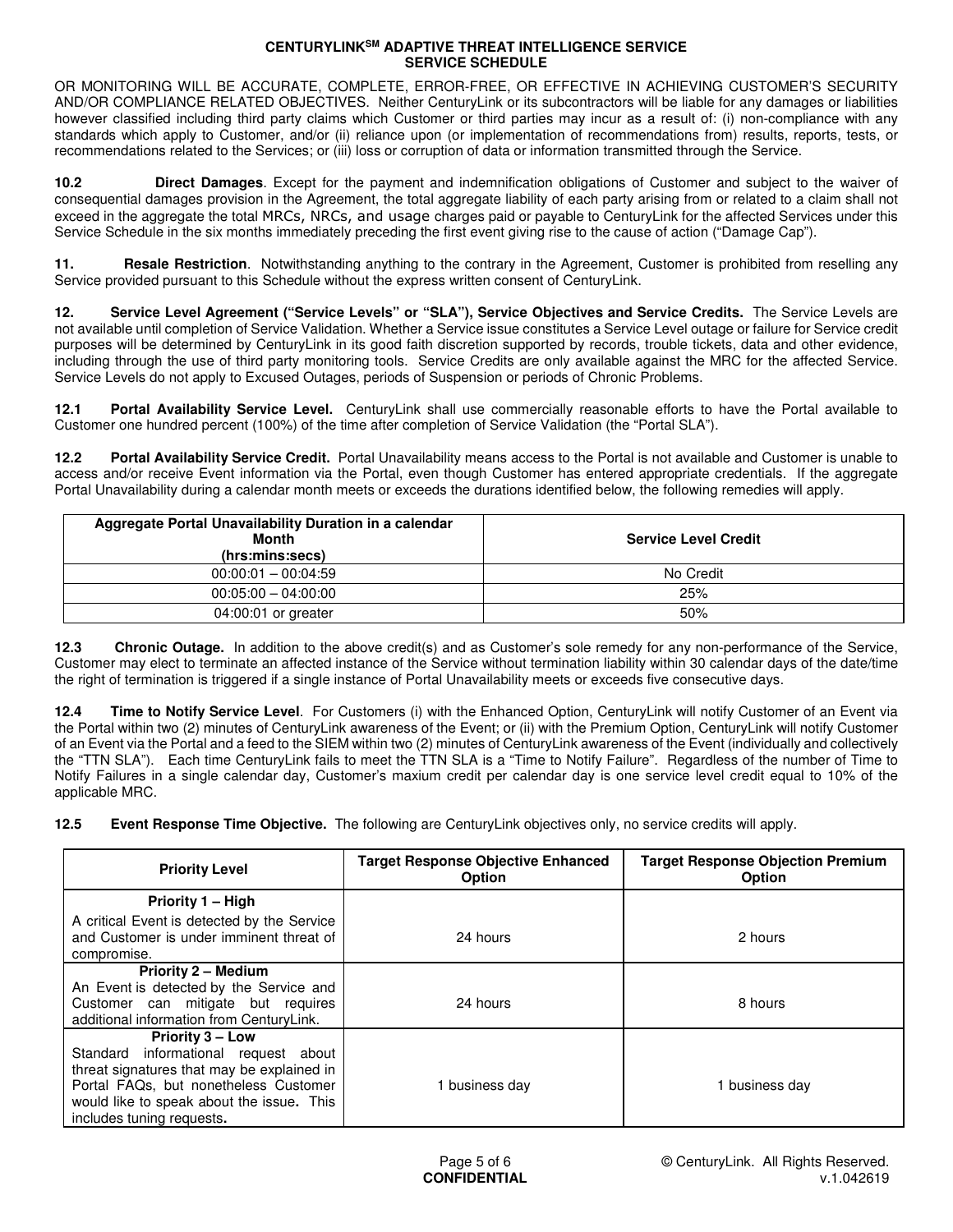OR MONITORING WILL BE ACCURATE, COMPLETE, ERROR-FREE, OR EFFECTIVE IN ACHIEVING CUSTOMER'S SECURITY AND/OR COMPLIANCE RELATED OBJECTIVES. Neither CenturyLink or its subcontractors will be liable for any damages or liabilities however classified including third party claims which Customer or third parties may incur as a result of: (i) non-compliance with any standards which apply to Customer, and/or (ii) reliance upon (or implementation of recommendations from) results, reports, tests, or recommendations related to the Services; or (iii) loss or corruption of data or information transmitted through the Service.

**10.2 Direct Damages**. Except for the payment and indemnification obligations of Customer and subject to the waiver of consequential damages provision in the Agreement, the total aggregate liability of each party arising from or related to a claim shall not exceed in the aggregate the total MRCs, NRCs, and usage charges paid or payable to CenturyLink for the affected Services under this Service Schedule in the six months immediately preceding the first event giving rise to the cause of action ("Damage Cap").

**11. Resale Restriction**. Notwithstanding anything to the contrary in the Agreement, Customer is prohibited from reselling any Service provided pursuant to this Schedule without the express written consent of CenturyLink.

**12. Service Level Agreement ("Service Levels" or "SLA"), Service Objectives and Service Credits.** The Service Levels are not available until completion of Service Validation. Whether a Service issue constitutes a Service Level outage or failure for Service credit purposes will be determined by CenturyLink in its good faith discretion supported by records, trouble tickets, data and other evidence, including through the use of third party monitoring tools. Service Credits are only available against the MRC for the affected Service. Service Levels do not apply to Excused Outages, periods of Suspension or periods of Chronic Problems.

**12.1 Portal Availability Service Level.** CenturyLink shall use commercially reasonable efforts to have the Portal available to Customer one hundred percent (100%) of the time after completion of Service Validation (the "Portal SLA").

**12.2 Portal Availability Service Credit.** Portal Unavailability means access to the Portal is not available and Customer is unable to access and/or receive Event information via the Portal, even though Customer has entered appropriate credentials. If the aggregate Portal Unavailability during a calendar month meets or exceeds the durations identified below, the following remedies will apply.

| Aggregate Portal Unavailability Duration in a calendar Month (hrs:mins:secs) | Service Level Credit |
|---|---|
| 00:00:01 – 00:04:59 | No Credit |
| 00:05:00 – 04:00:00 | 25% |
| 04:00:01 or greater | 50% |

**12.3 Chronic Outage.** In addition to the above credit(s) and as Customer's sole remedy for any non-performance of the Service, Customer may elect to terminate an affected instance of the Service without termination liability within 30 calendar days of the date/time the right of termination is triggered if a single instance of Portal Unavailability meets or exceeds five consecutive days.

**12.4 Time to Notify Service Level**. For Customers (i) with the Enhanced Option, CenturyLink will notify Customer of an Event via the Portal within two (2) minutes of CenturyLink awareness of the Event; or (ii) with the Premium Option, CenturyLink will notify Customer of an Event via the Portal and a feed to the SIEM within two (2) minutes of CenturyLink awareness of the Event (individually and collectively the "TTN SLA"). Each time CenturyLink fails to meet the TTN SLA is a "Time to Notify Failure". Regardless of the number of Time to Notify Failures in a single calendar day, Customer's maxium credit per calendar day is one service level credit equal to 10% of the applicable MRC.

**12.5 Event Response Time Objective.** The following are CenturyLink objectives only, no service credits will apply.

| Priority Level | Target Response Objective Enhanced Option | Target Response Objection Premium Option |
|---|---|---|
| **Priority 1 – High** A critical Event is detected by the Service and Customer is under imminent threat of compromise. | 24 hours | 2 hours |
| **Priority 2 – Medium** An Event is detected by the Service and Customer can mitigate but requires additional information from CenturyLink. | 24 hours | 8 hours |
| **Priority 3 – Low** Standard informational request about threat signatures that may be explained in Portal FAQs, but nonetheless Customer would like to speak about the issue. This includes tuning requests. | 1 business day | 1 business day |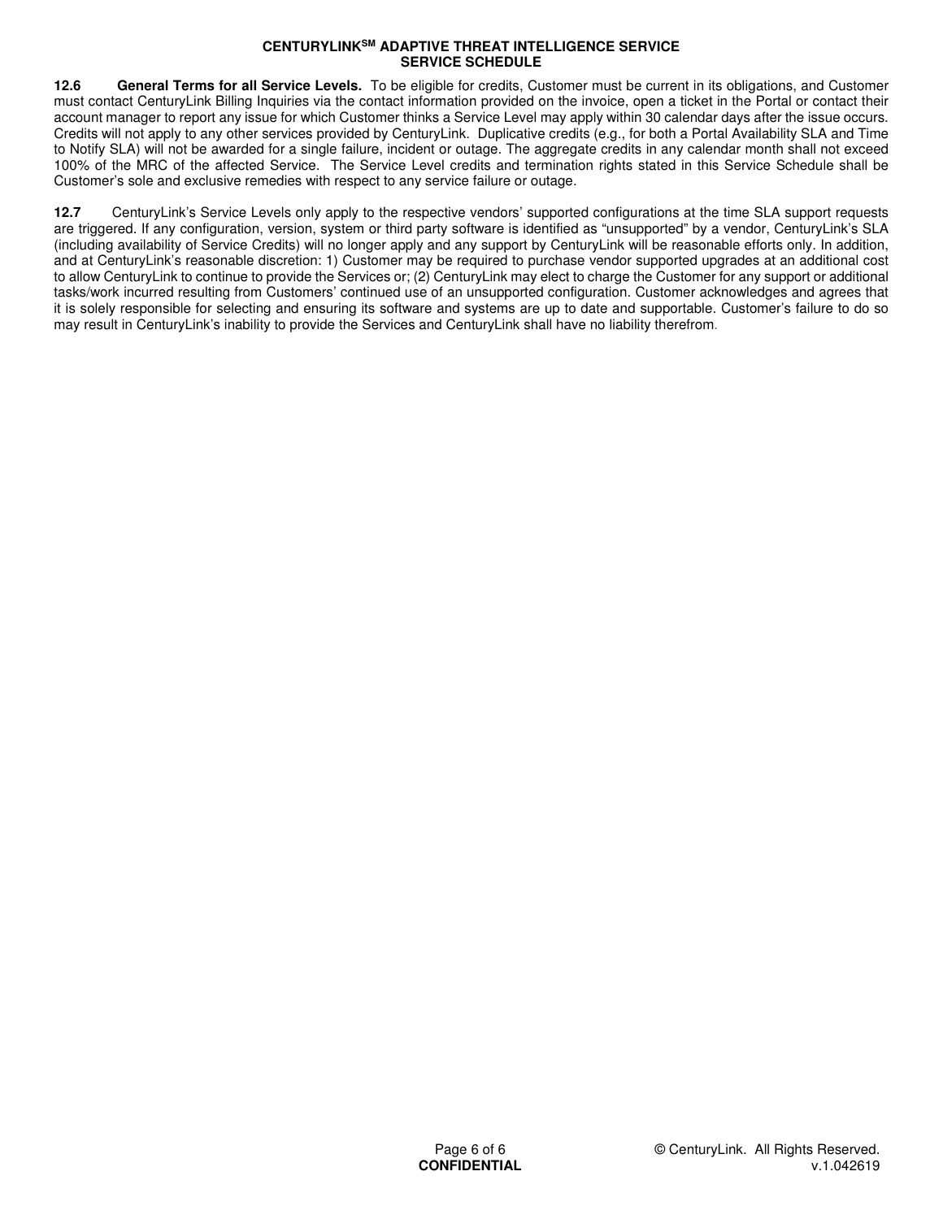**12.6 General Terms for all Service Levels.** To be eligible for credits, Customer must be current in its obligations, and Customer must contact CenturyLink Billing Inquiries via the contact information provided on the invoice, open a ticket in the Portal or contact their account manager to report any issue for which Customer thinks a Service Level may apply within 30 calendar days after the issue occurs. Credits will not apply to any other services provided by CenturyLink. Duplicative credits (e.g., for both a Portal Availability SLA and Time to Notify SLA) will not be awarded for a single failure, incident or outage. The aggregate credits in any calendar month shall not exceed 100% of the MRC of the affected Service. The Service Level credits and termination rights stated in this Service Schedule shall be Customer's sole and exclusive remedies with respect to any service failure or outage.

**12.7** CenturyLink's Service Levels only apply to the respective vendors' supported configurations at the time SLA support requests are triggered. If any configuration, version, system or third party software is identified as "unsupported" by a vendor, CenturyLink's SLA (including availability of Service Credits) will no longer apply and any support by CenturyLink will be reasonable efforts only. In addition, and at CenturyLink's reasonable discretion: 1) Customer may be required to purchase vendor supported upgrades at an additional cost to allow CenturyLink to continue to provide the Services or; (2) CenturyLink may elect to charge the Customer for any support or additional tasks/work incurred resulting from Customers' continued use of an unsupported configuration. Customer acknowledges and agrees that it is solely responsible for selecting and ensuring its software and systems are up to date and supportable. Customer's failure to do so may result in CenturyLink's inability to provide the Services and CenturyLink shall have no liability therefrom.